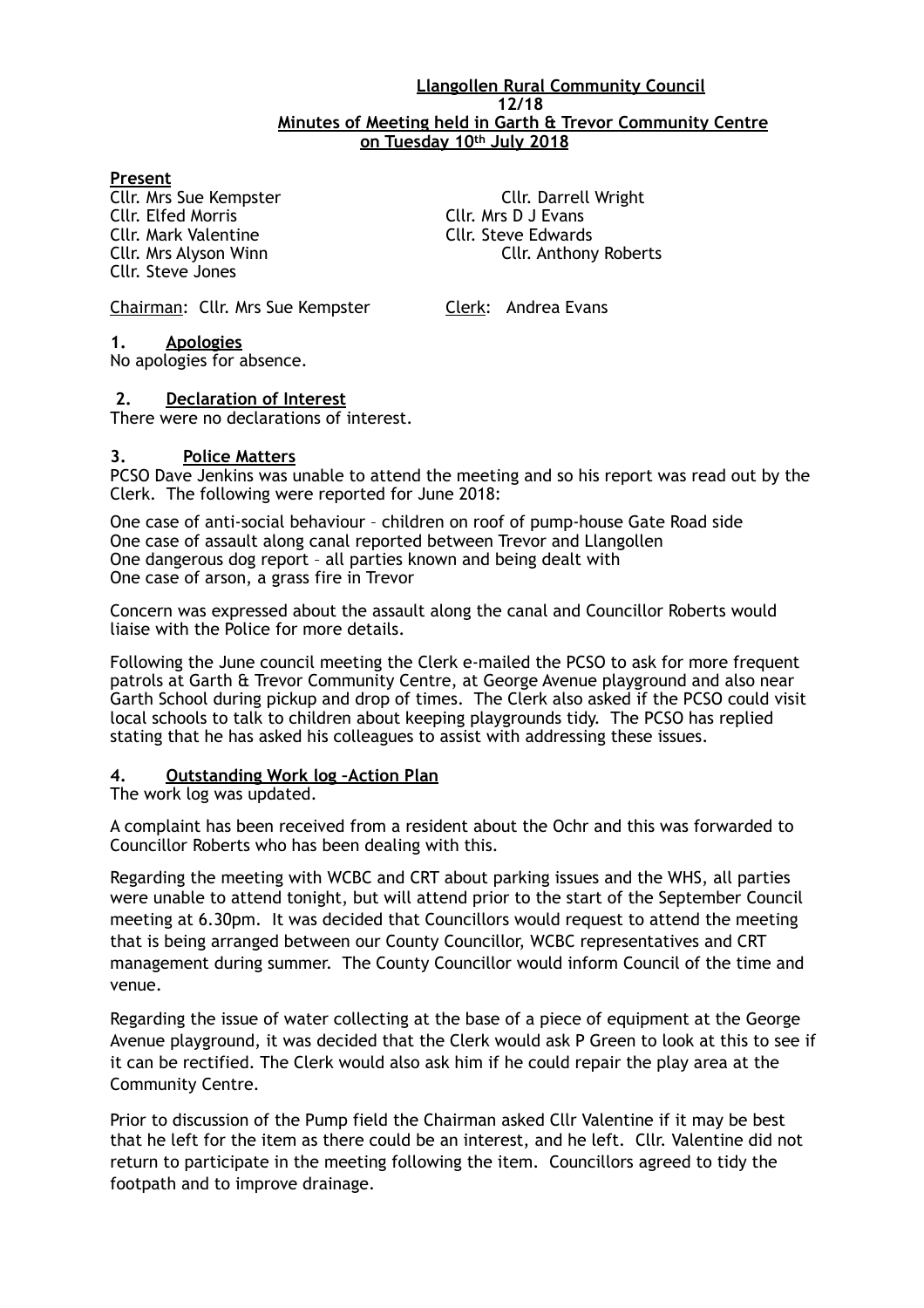**Llangollen Rural Community Council**
**12/18**
**Minutes of Meeting held in Garth & Trevor Community Centre on Tuesday 10th July 2018**

**Present**

Cllr. Mrs Sue Kempster
Cllr. Elfed Morris
Cllr. Mark Valentine
Cllr. Mrs Alyson Winn
Cllr. Steve Jones
Cllr. Darrell Wright
Cllr. Mrs D J Evans
Cllr. Steve Edwards
Cllr. Anthony Roberts

Chairman: Cllr. Mrs Sue Kempster  Clerk: Andrea Evans

**1. Apologies**

No apologies for absence.

**2. Declaration of Interest**

There were no declarations of interest.

**3. Police Matters**

PCSO Dave Jenkins was unable to attend the meeting and so his report was read out by the Clerk. The following were reported for June 2018:

One case of anti-social behaviour – children on roof of pump-house Gate Road side
One case of assault along canal reported between Trevor and Llangollen
One dangerous dog report – all parties known and being dealt with
One case of arson, a grass fire in Trevor

Concern was expressed about the assault along the canal and Councillor Roberts would liaise with the Police for more details.

Following the June council meeting the Clerk e-mailed the PCSO to ask for more frequent patrols at Garth & Trevor Community Centre, at George Avenue playground and also near Garth School during pickup and drop of times. The Clerk also asked if the PCSO could visit local schools to talk to children about keeping playgrounds tidy. The PCSO has replied stating that he has asked his colleagues to assist with addressing these issues.

**4. Outstanding Work log –Action Plan**

The work log was updated.

A complaint has been received from a resident about the Ochr and this was forwarded to Councillor Roberts who has been dealing with this.

Regarding the meeting with WCBC and CRT about parking issues and the WHS, all parties were unable to attend tonight, but will attend prior to the start of the September Council meeting at 6.30pm. It was decided that Councillors would request to attend the meeting that is being arranged between our County Councillor, WCBC representatives and CRT management during summer. The County Councillor would inform Council of the time and venue.

Regarding the issue of water collecting at the base of a piece of equipment at the George Avenue playground, it was decided that the Clerk would ask P Green to look at this to see if it can be rectified. The Clerk would also ask him if he could repair the play area at the Community Centre.

Prior to discussion of the Pump field the Chairman asked Cllr Valentine if it may be best that he left for the item as there could be an interest, and he left. Cllr. Valentine did not return to participate in the meeting following the item. Councillors agreed to tidy the footpath and to improve drainage.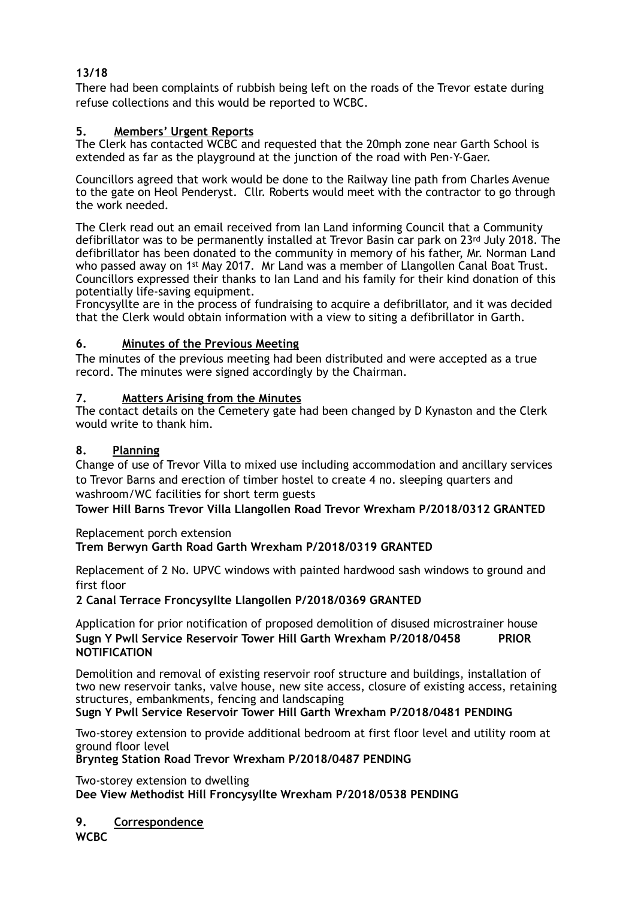**13/18**

There had been complaints of rubbish being left on the roads of the Trevor estate during refuse collections and this would be reported to WCBC.

## 5. Members' Urgent Reports

The Clerk has contacted WCBC and requested that the 20mph zone near Garth School is extended as far as the playground at the junction of the road with Pen-Y-Gaer.

Councillors agreed that work would be done to the Railway line path from Charles Avenue to the gate on Heol Penderyst. Cllr. Roberts would meet with the contractor to go through the work needed.

The Clerk read out an email received from Ian Land informing Council that a Community defibrillator was to be permanently installed at Trevor Basin car park on 23rd July 2018. The defibrillator has been donated to the community in memory of his father, Mr. Norman Land who passed away on 1st May 2017. Mr Land was a member of Llangollen Canal Boat Trust. Councillors expressed their thanks to Ian Land and his family for their kind donation of this potentially life-saving equipment.

Froncysyllte are in the process of fundraising to acquire a defibrillator, and it was decided that the Clerk would obtain information with a view to siting a defibrillator in Garth.

## 6. Minutes of the Previous Meeting

The minutes of the previous meeting had been distributed and were accepted as a true record. The minutes were signed accordingly by the Chairman.

## 7. Matters Arising from the Minutes

The contact details on the Cemetery gate had been changed by D Kynaston and the Clerk would write to thank him.

## 8. Planning

Change of use of Trevor Villa to mixed use including accommodation and ancillary services to Trevor Barns and erection of timber hostel to create 4 no. sleeping quarters and washroom/WC facilities for short term guests

**Tower Hill Barns Trevor Villa Llangollen Road Trevor Wrexham P/2018/0312 GRANTED**

Replacement porch extension

**Trem Berwyn Garth Road Garth Wrexham P/2018/0319 GRANTED**

Replacement of 2 No. UPVC windows with painted hardwood sash windows to ground and first floor

**2 Canal Terrace Froncysyllte Llangollen P/2018/0369 GRANTED**

Application for prior notification of proposed demolition of disused microstrainer house

**Sugn Y Pwll Service Reservoir Tower Hill Garth Wrexham P/2018/0458 PRIOR NOTIFICATION**

Demolition and removal of existing reservoir roof structure and buildings, installation of two new reservoir tanks, valve house, new site access, closure of existing access, retaining structures, embankments, fencing and landscaping

**Sugn Y Pwll Service Reservoir Tower Hill Garth Wrexham P/2018/0481 PENDING**

Two-storey extension to provide additional bedroom at first floor level and utility room at ground floor level

**Brynteg Station Road Trevor Wrexham P/2018/0487 PENDING**

Two-storey extension to dwelling

**Dee View Methodist Hill Froncysyllte Wrexham P/2018/0538 PENDING**

## 9. Correspondence

**WCBC**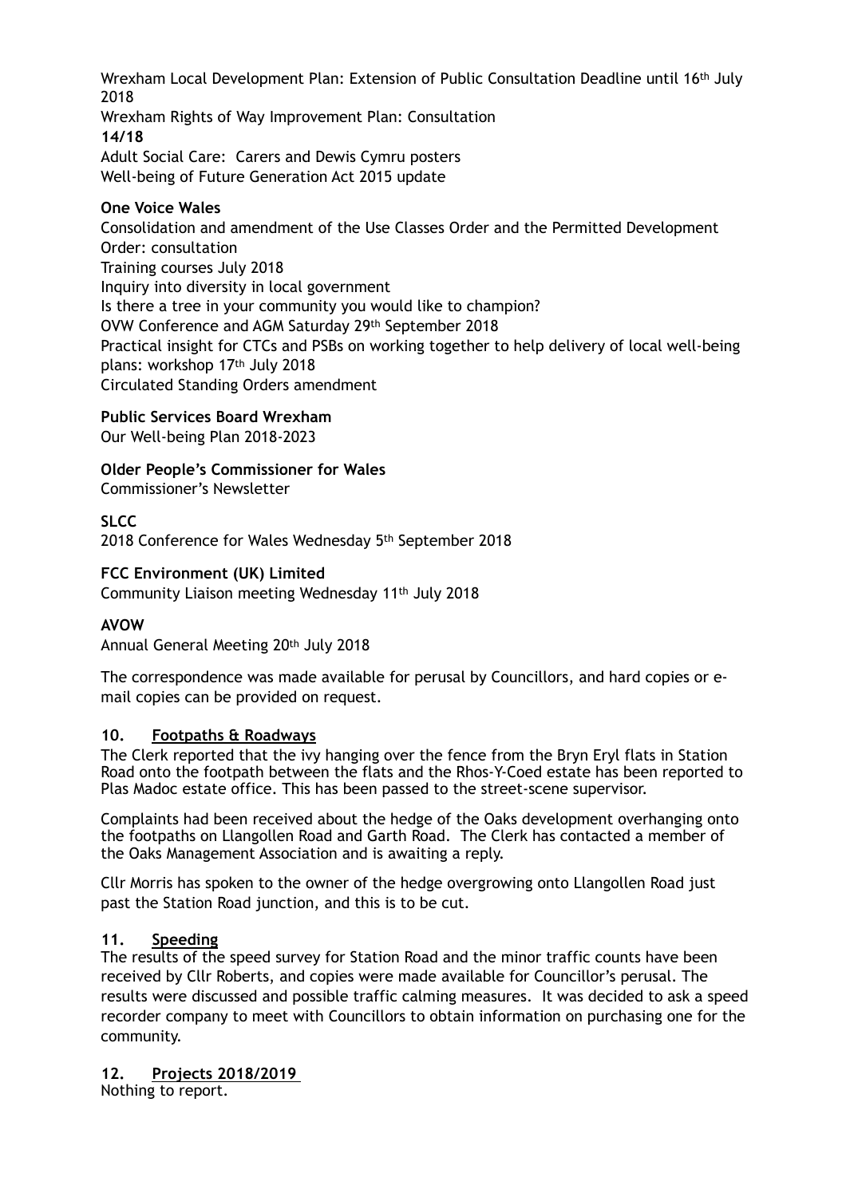Wrexham Local Development Plan: Extension of Public Consultation Deadline until 16th July 2018

Wrexham Rights of Way Improvement Plan: Consultation

**14/18**

Adult Social Care: Carers and Dewis Cymru posters

Well-being of Future Generation Act 2015 update

**One Voice Wales**

Consolidation and amendment of the Use Classes Order and the Permitted Development Order: consultation

Training courses July 2018

Inquiry into diversity in local government

Is there a tree in your community you would like to champion?

OVW Conference and AGM Saturday 29th September 2018

Practical insight for CTCs and PSBs on working together to help delivery of local well-being plans: workshop 17th July 2018

Circulated Standing Orders amendment

**Public Services Board Wrexham**

Our Well-being Plan 2018-2023

**Older People's Commissioner for Wales**

Commissioner's Newsletter

**SLCC**

2018 Conference for Wales Wednesday 5th September 2018

**FCC Environment (UK) Limited**

Community Liaison meeting Wednesday 11th July 2018

**AVOW**

Annual General Meeting 20th July 2018

The correspondence was made available for perusal by Councillors, and hard copies or e-mail copies can be provided on request.

## 10. Footpaths & Roadways

The Clerk reported that the ivy hanging over the fence from the Bryn Eryl flats in Station Road onto the footpath between the flats and the Rhos-Y-Coed estate has been reported to Plas Madoc estate office. This has been passed to the street-scene supervisor.

Complaints had been received about the hedge of the Oaks development overhanging onto the footpaths on Llangollen Road and Garth Road. The Clerk has contacted a member of the Oaks Management Association and is awaiting a reply.

Cllr Morris has spoken to the owner of the hedge overgrowing onto Llangollen Road just past the Station Road junction, and this is to be cut.

## 11. Speeding

The results of the speed survey for Station Road and the minor traffic counts have been received by Cllr Roberts, and copies were made available for Councillor's perusal. The results were discussed and possible traffic calming measures. It was decided to ask a speed recorder company to meet with Councillors to obtain information on purchasing one for the community.

## 12. Projects 2018/2019

Nothing to report.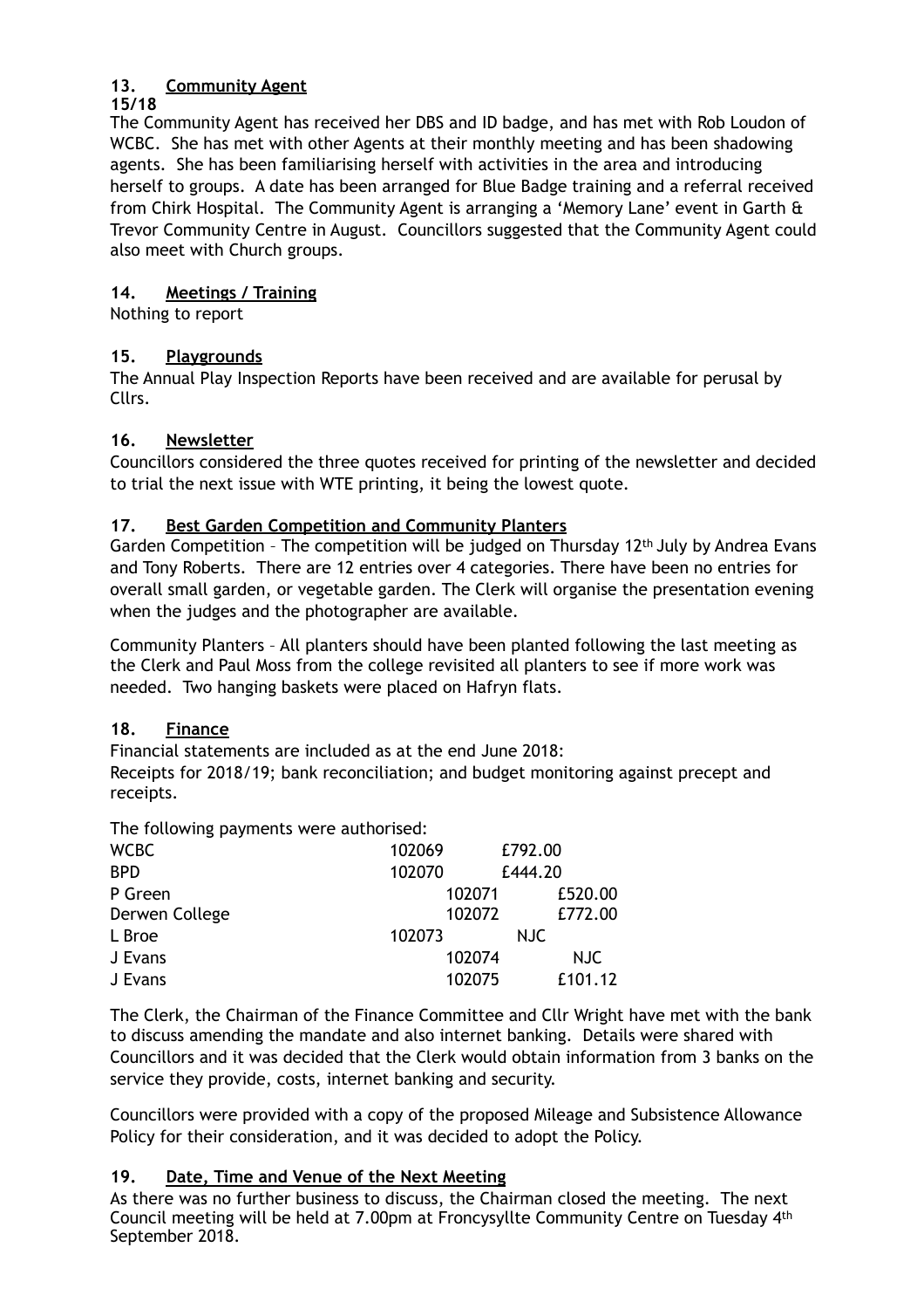## 13. Community Agent

**15/18**

The Community Agent has received her DBS and ID badge, and has met with Rob Loudon of WCBC. She has met with other Agents at their monthly meeting and has been shadowing agents. She has been familiarising herself with activities in the area and introducing herself to groups. A date has been arranged for Blue Badge training and a referral received from Chirk Hospital. The Community Agent is arranging a 'Memory Lane' event in Garth & Trevor Community Centre in August. Councillors suggested that the Community Agent could also meet with Church groups.

## 14. Meetings / Training

Nothing to report

## 15. Playgrounds

The Annual Play Inspection Reports have been received and are available for perusal by Cllrs.

## 16. Newsletter

Councillors considered the three quotes received for printing of the newsletter and decided to trial the next issue with WTE printing, it being the lowest quote.

## 17. Best Garden Competition and Community Planters

Garden Competition – The competition will be judged on Thursday 12th July by Andrea Evans and Tony Roberts. There are 12 entries over 4 categories. There have been no entries for overall small garden, or vegetable garden. The Clerk will organise the presentation evening when the judges and the photographer are available.

Community Planters – All planters should have been planted following the last meeting as the Clerk and Paul Moss from the college revisited all planters to see if more work was needed. Two hanging baskets were placed on Hafryn flats.

## 18. Finance

Financial statements are included as at the end June 2018:
Receipts for 2018/19; bank reconciliation; and budget monitoring against precept and receipts.

The following payments were authorised:

| | | |
|---|---|---|
| WCBC | 102069 | £792.00 |
| BPD | 102070 | £444.20 |
| P Green | 102071 | £520.00 |
| Derwen College | 102072 | £772.00 |
| L Broe | 102073 | NJC |
| J Evans | 102074 | NJC |
| J Evans | 102075 | £101.12 |

The Clerk, the Chairman of the Finance Committee and Cllr Wright have met with the bank to discuss amending the mandate and also internet banking. Details were shared with Councillors and it was decided that the Clerk would obtain information from 3 banks on the service they provide, costs, internet banking and security.

Councillors were provided with a copy of the proposed Mileage and Subsistence Allowance Policy for their consideration, and it was decided to adopt the Policy.

## 19. Date, Time and Venue of the Next Meeting

As there was no further business to discuss, the Chairman closed the meeting. The next Council meeting will be held at 7.00pm at Froncysyllte Community Centre on Tuesday 4th September 2018.